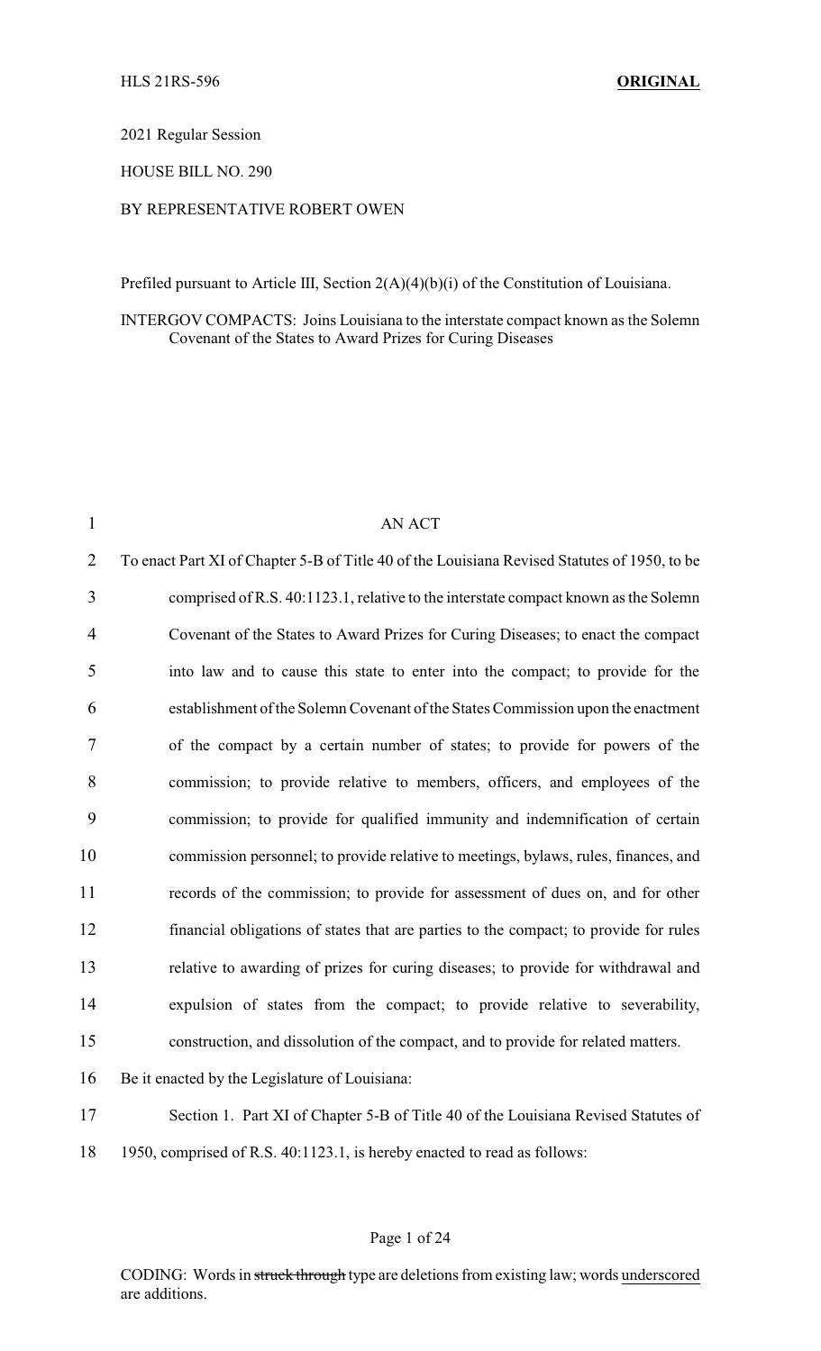HLS 21RS-596 **ORIGINAL**

2021 Regular Session

HOUSE BILL NO. 290

BY REPRESENTATIVE ROBERT OWEN

Prefiled pursuant to Article III, Section 2(A)(4)(b)(i) of the Constitution of Louisiana.

INTERGOV COMPACTS: Joins Louisiana to the interstate compact known as the Solemn Covenant of the States to Award Prizes for Curing Diseases

AN ACT

To enact Part XI of Chapter 5-B of Title 40 of the Louisiana Revised Statutes of 1950, to be comprised of R.S. 40:1123.1, relative to the interstate compact known as the Solemn Covenant of the States to Award Prizes for Curing Diseases; to enact the compact into law and to cause this state to enter into the compact; to provide for the establishment of the Solemn Covenant of the States Commission upon the enactment of the compact by a certain number of states; to provide for powers of the commission; to provide relative to members, officers, and employees of the commission; to provide for qualified immunity and indemnification of certain commission personnel; to provide relative to meetings, bylaws, rules, finances, and records of the commission; to provide for assessment of dues on, and for other financial obligations of states that are parties to the compact; to provide for rules relative to awarding of prizes for curing diseases; to provide for withdrawal and expulsion of states from the compact; to provide relative to severability, construction, and dissolution of the compact, and to provide for related matters.

Be it enacted by the Legislature of Louisiana:

Section 1. Part XI of Chapter 5-B of Title 40 of the Louisiana Revised Statutes of 1950, comprised of R.S. 40:1123.1, is hereby enacted to read as follows:

CODING: Words in ~~struck through~~ type are deletions from existing law; words underscored are additions.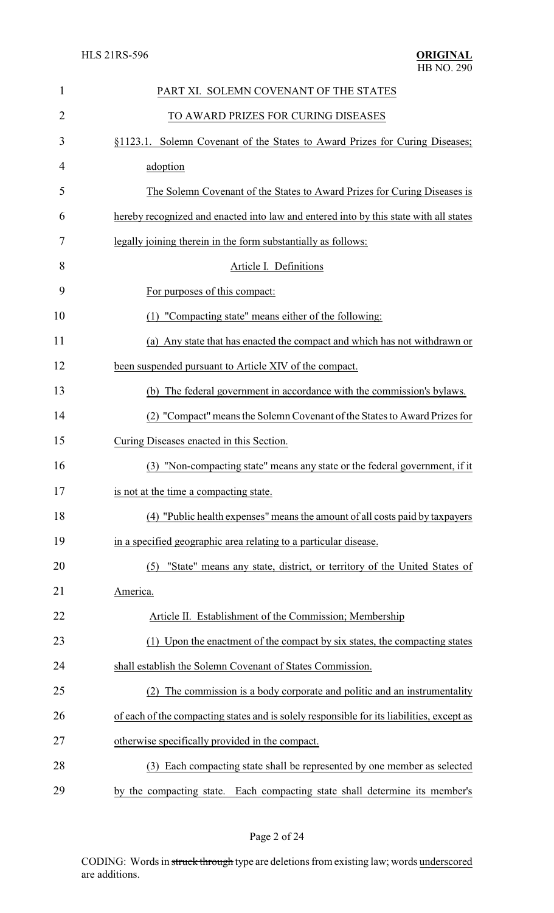PART XI. SOLEMN COVENANT OF THE STATES

TO AWARD PRIZES FOR CURING DISEASES

§1123.1. Solemn Covenant of the States to Award Prizes for Curing Diseases; adoption

The Solemn Covenant of the States to Award Prizes for Curing Diseases is hereby recognized and enacted into law and entered into by this state with all states legally joining therein in the form substantially as follows:

Article I. Definitions

For purposes of this compact:

(1) "Compacting state" means either of the following:

(a) Any state that has enacted the compact and which has not withdrawn or been suspended pursuant to Article XIV of the compact.

(b) The federal government in accordance with the commission's bylaws.

(2) "Compact" means the Solemn Covenant of the States to Award Prizes for Curing Diseases enacted in this Section.

(3) "Non-compacting state" means any state or the federal government, if it is not at the time a compacting state.

(4) "Public health expenses" means the amount of all costs paid by taxpayers in a specified geographic area relating to a particular disease.

(5) "State" means any state, district, or territory of the United States of America.

Article II. Establishment of the Commission; Membership

(1) Upon the enactment of the compact by six states, the compacting states shall establish the Solemn Covenant of States Commission.

(2) The commission is a body corporate and politic and an instrumentality of each of the compacting states and is solely responsible for its liabilities, except as otherwise specifically provided in the compact.

(3) Each compacting state shall be represented by one member as selected by the compacting state. Each compacting state shall determine its member's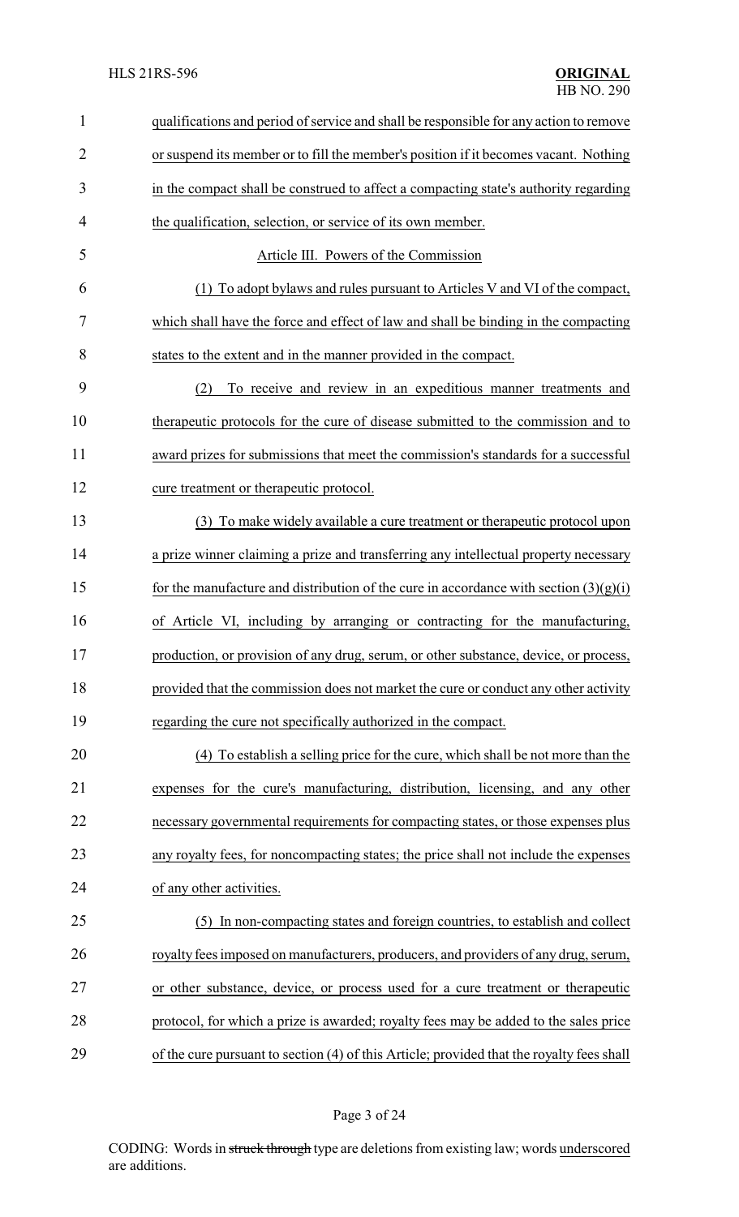qualifications and period of service and shall be responsible for any action to remove or suspend its member or to fill the member's position if it becomes vacant. Nothing in the compact shall be construed to affect a compacting state's authority regarding the qualification, selection, or service of its own member.

Article III. Powers of the Commission

(1) To adopt bylaws and rules pursuant to Articles V and VI of the compact, which shall have the force and effect of law and shall be binding in the compacting states to the extent and in the manner provided in the compact.

(2) To receive and review in an expeditious manner treatments and therapeutic protocols for the cure of disease submitted to the commission and to award prizes for submissions that meet the commission's standards for a successful cure treatment or therapeutic protocol.

(3) To make widely available a cure treatment or therapeutic protocol upon a prize winner claiming a prize and transferring any intellectual property necessary for the manufacture and distribution of the cure in accordance with section (3)(g)(i) of Article VI, including by arranging or contracting for the manufacturing, production, or provision of any drug, serum, or other substance, device, or process, provided that the commission does not market the cure or conduct any other activity regarding the cure not specifically authorized in the compact.

(4) To establish a selling price for the cure, which shall be not more than the expenses for the cure's manufacturing, distribution, licensing, and any other necessary governmental requirements for compacting states, or those expenses plus any royalty fees, for noncompacting states; the price shall not include the expenses of any other activities.

(5) In non-compacting states and foreign countries, to establish and collect royalty fees imposed on manufacturers, producers, and providers of any drug, serum, or other substance, device, or process used for a cure treatment or therapeutic protocol, for which a prize is awarded; royalty fees may be added to the sales price of the cure pursuant to section (4) of this Article; provided that the royalty fees shall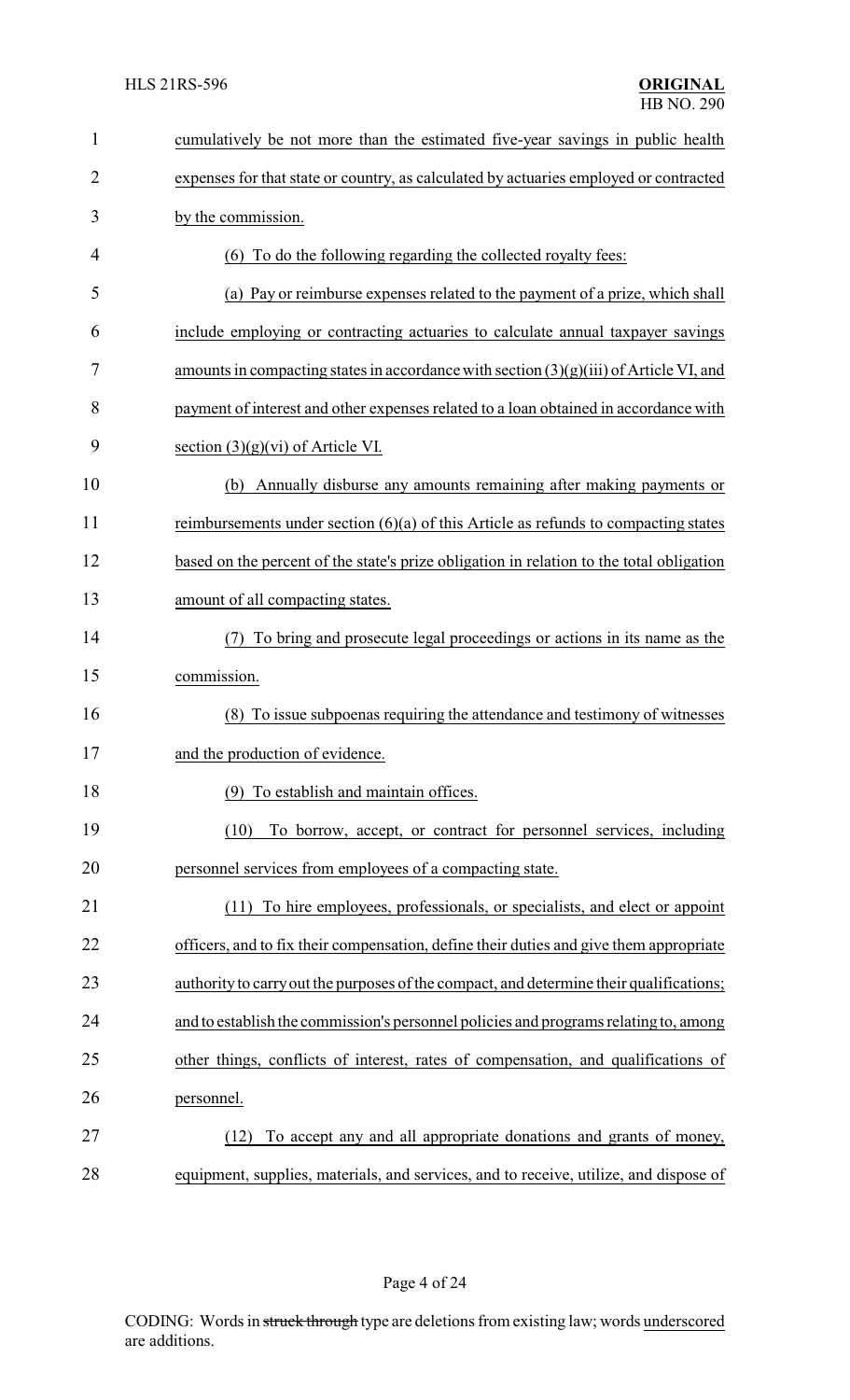cumulatively be not more than the estimated five-year savings in public health expenses for that state or country, as calculated by actuaries employed or contracted by the commission.

(6) To do the following regarding the collected royalty fees:

(a) Pay or reimburse expenses related to the payment of a prize, which shall include employing or contracting actuaries to calculate annual taxpayer savings amounts in compacting states in accordance with section (3)(g)(iii) of Article VI, and payment of interest and other expenses related to a loan obtained in accordance with section (3)(g)(vi) of Article VI.

(b) Annually disburse any amounts remaining after making payments or reimbursements under section (6)(a) of this Article as refunds to compacting states based on the percent of the state's prize obligation in relation to the total obligation amount of all compacting states.

(7) To bring and prosecute legal proceedings or actions in its name as the commission.

(8) To issue subpoenas requiring the attendance and testimony of witnesses and the production of evidence.

(9) To establish and maintain offices.

(10) To borrow, accept, or contract for personnel services, including personnel services from employees of a compacting state.

(11) To hire employees, professionals, or specialists, and elect or appoint officers, and to fix their compensation, define their duties and give them appropriate authority to carry out the purposes of the compact, and determine their qualifications; and to establish the commission's personnel policies and programs relating to, among other things, conflicts of interest, rates of compensation, and qualifications of personnel.

(12) To accept any and all appropriate donations and grants of money, equipment, supplies, materials, and services, and to receive, utilize, and dispose of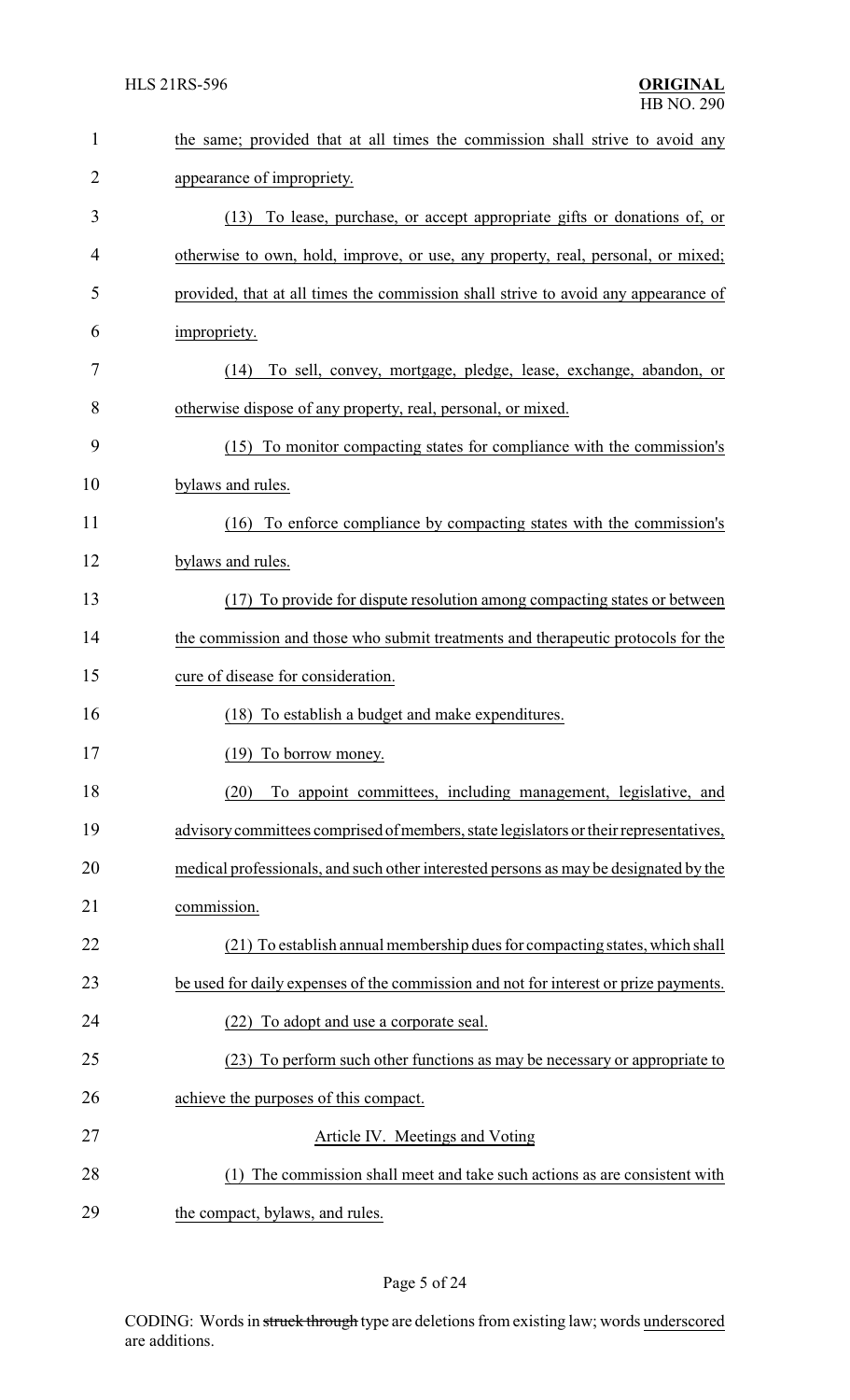the same; provided that at all times the commission shall strive to avoid any appearance of impropriety.

(13) To lease, purchase, or accept appropriate gifts or donations of, or otherwise to own, hold, improve, or use, any property, real, personal, or mixed; provided, that at all times the commission shall strive to avoid any appearance of impropriety.

(14) To sell, convey, mortgage, pledge, lease, exchange, abandon, or otherwise dispose of any property, real, personal, or mixed.

(15) To monitor compacting states for compliance with the commission's bylaws and rules.

(16) To enforce compliance by compacting states with the commission's bylaws and rules.

(17) To provide for dispute resolution among compacting states or between the commission and those who submit treatments and therapeutic protocols for the cure of disease for consideration.

(18) To establish a budget and make expenditures.

(19) To borrow money.

(20) To appoint committees, including management, legislative, and advisory committees comprised of members, state legislators or their representatives, medical professionals, and such other interested persons as may be designated by the commission.

(21) To establish annual membership dues for compacting states, which shall be used for daily expenses of the commission and not for interest or prize payments.

(22) To adopt and use a corporate seal.

(23) To perform such other functions as may be necessary or appropriate to achieve the purposes of this compact.

Article IV. Meetings and Voting

(1) The commission shall meet and take such actions as are consistent with the compact, bylaws, and rules.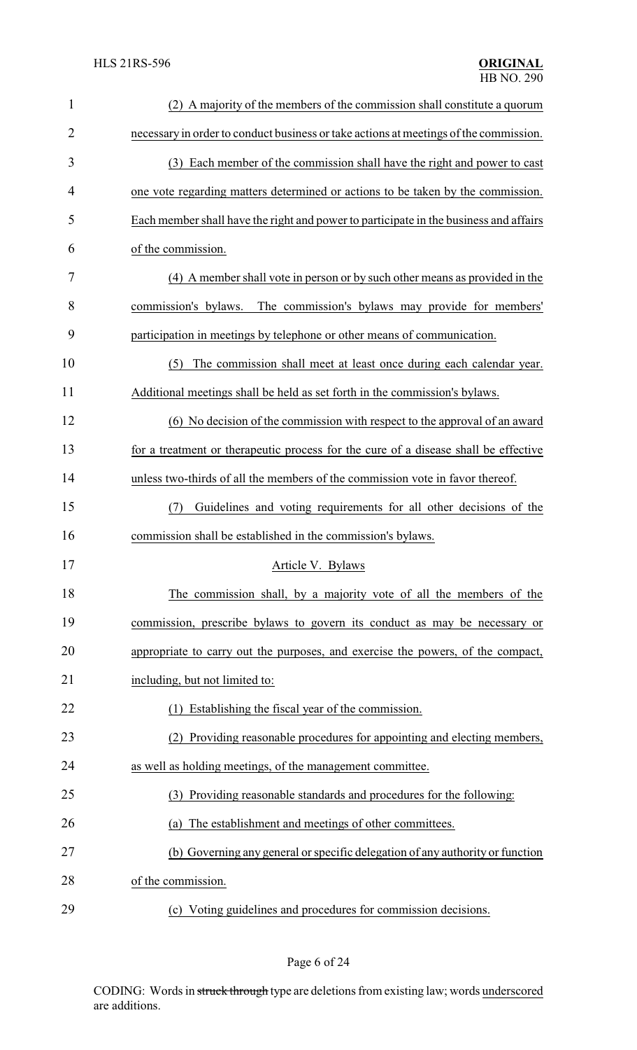(2) A majority of the members of the commission shall constitute a quorum necessary in order to conduct business or take actions at meetings of the commission.

(3) Each member of the commission shall have the right and power to cast one vote regarding matters determined or actions to be taken by the commission. Each member shall have the right and power to participate in the business and affairs of the commission.

(4) A member shall vote in person or by such other means as provided in the commission's bylaws. The commission's bylaws may provide for members' participation in meetings by telephone or other means of communication.

(5) The commission shall meet at least once during each calendar year. Additional meetings shall be held as set forth in the commission's bylaws.

(6) No decision of the commission with respect to the approval of an award for a treatment or therapeutic process for the cure of a disease shall be effective unless two-thirds of all the members of the commission vote in favor thereof.

(7) Guidelines and voting requirements for all other decisions of the commission shall be established in the commission's bylaws.

Article V. Bylaws

The commission shall, by a majority vote of all the members of the commission, prescribe bylaws to govern its conduct as may be necessary or appropriate to carry out the purposes, and exercise the powers, of the compact, including, but not limited to:

(1) Establishing the fiscal year of the commission.

(2) Providing reasonable procedures for appointing and electing members, as well as holding meetings, of the management committee.

(3) Providing reasonable standards and procedures for the following:

(a) The establishment and meetings of other committees.

(b) Governing any general or specific delegation of any authority or function of the commission.

(c) Voting guidelines and procedures for commission decisions.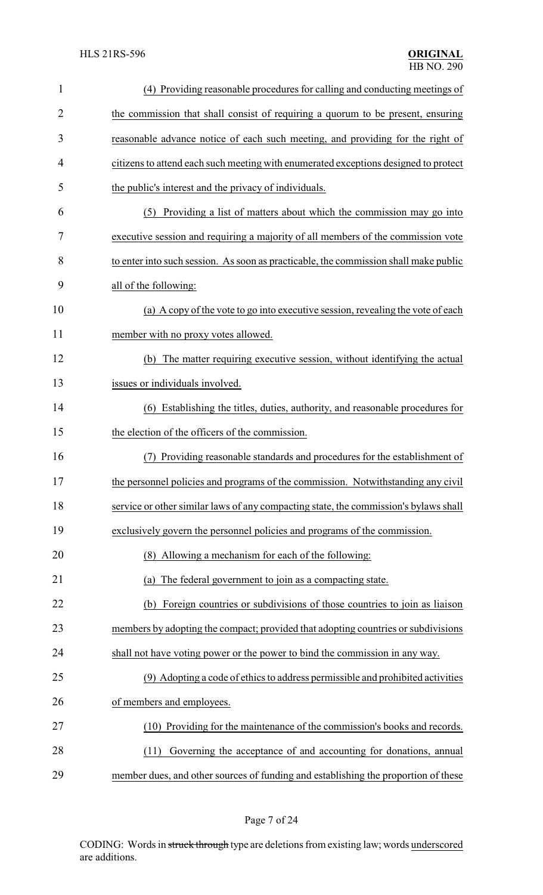(4) Providing reasonable procedures for calling and conducting meetings of the commission that shall consist of requiring a quorum to be present, ensuring reasonable advance notice of each such meeting, and providing for the right of citizens to attend each such meeting with enumerated exceptions designed to protect the public's interest and the privacy of individuals.

(5) Providing a list of matters about which the commission may go into executive session and requiring a majority of all members of the commission vote to enter into such session. As soon as practicable, the commission shall make public all of the following:

(a) A copy of the vote to go into executive session, revealing the vote of each member with no proxy votes allowed.

(b) The matter requiring executive session, without identifying the actual issues or individuals involved.

(6) Establishing the titles, duties, authority, and reasonable procedures for the election of the officers of the commission.

(7) Providing reasonable standards and procedures for the establishment of the personnel policies and programs of the commission. Notwithstanding any civil service or other similar laws of any compacting state, the commission's bylaws shall exclusively govern the personnel policies and programs of the commission.

(8) Allowing a mechanism for each of the following:

(a) The federal government to join as a compacting state.

(b) Foreign countries or subdivisions of those countries to join as liaison members by adopting the compact; provided that adopting countries or subdivisions shall not have voting power or the power to bind the commission in any way.

(9) Adopting a code of ethics to address permissible and prohibited activities of members and employees.

(10) Providing for the maintenance of the commission's books and records.

(11) Governing the acceptance of and accounting for donations, annual member dues, and other sources of funding and establishing the proportion of these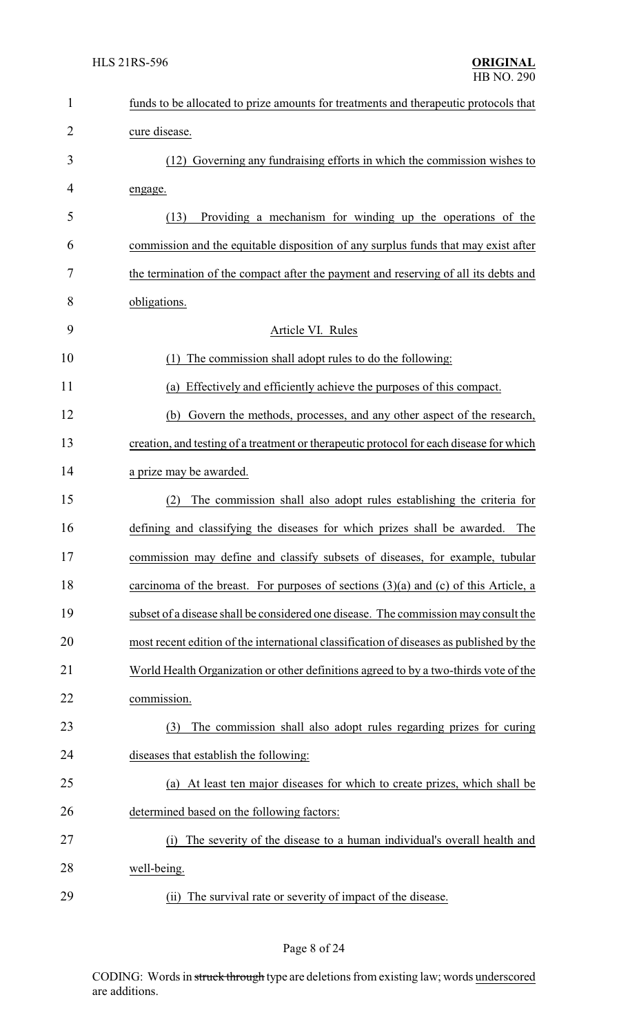funds to be allocated to prize amounts for treatments and therapeutic protocols that cure disease.

(12) Governing any fundraising efforts in which the commission wishes to engage.

(13) Providing a mechanism for winding up the operations of the commission and the equitable disposition of any surplus funds that may exist after the termination of the compact after the payment and reserving of all its debts and obligations.

Article VI. Rules

(1) The commission shall adopt rules to do the following:

(a) Effectively and efficiently achieve the purposes of this compact.

(b) Govern the methods, processes, and any other aspect of the research, creation, and testing of a treatment or therapeutic protocol for each disease for which a prize may be awarded.

(2) The commission shall also adopt rules establishing the criteria for defining and classifying the diseases for which prizes shall be awarded. The commission may define and classify subsets of diseases, for example, tubular carcinoma of the breast. For purposes of sections (3)(a) and (c) of this Article, a subset of a disease shall be considered one disease. The commission may consult the most recent edition of the international classification of diseases as published by the World Health Organization or other definitions agreed to by a two-thirds vote of the commission.

(3) The commission shall also adopt rules regarding prizes for curing diseases that establish the following:

(a) At least ten major diseases for which to create prizes, which shall be determined based on the following factors:

(i) The severity of the disease to a human individual's overall health and well-being.

(ii) The survival rate or severity of impact of the disease.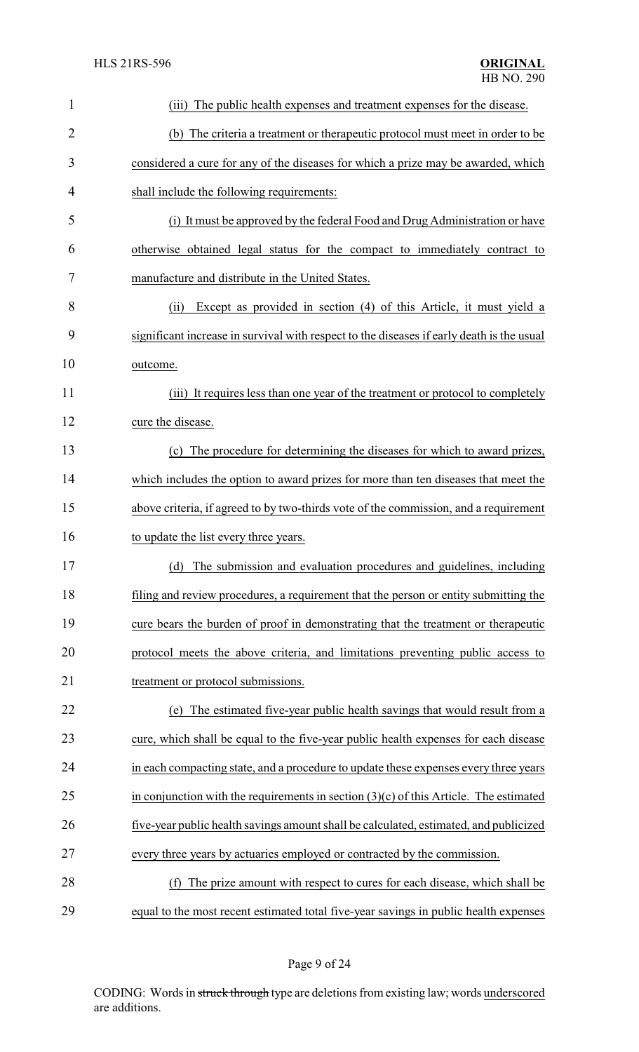(iii) The public health expenses and treatment expenses for the disease.

(b) The criteria a treatment or therapeutic protocol must meet in order to be considered a cure for any of the diseases for which a prize may be awarded, which shall include the following requirements:

(i) It must be approved by the federal Food and Drug Administration or have otherwise obtained legal status for the compact to immediately contract to manufacture and distribute in the United States.

(ii) Except as provided in section (4) of this Article, it must yield a significant increase in survival with respect to the diseases if early death is the usual outcome.

(iii) It requires less than one year of the treatment or protocol to completely cure the disease.

(c) The procedure for determining the diseases for which to award prizes, which includes the option to award prizes for more than ten diseases that meet the above criteria, if agreed to by two-thirds vote of the commission, and a requirement to update the list every three years.

(d) The submission and evaluation procedures and guidelines, including filing and review procedures, a requirement that the person or entity submitting the cure bears the burden of proof in demonstrating that the treatment or therapeutic protocol meets the above criteria, and limitations preventing public access to treatment or protocol submissions.

(e) The estimated five-year public health savings that would result from a cure, which shall be equal to the five-year public health expenses for each disease in each compacting state, and a procedure to update these expenses every three years in conjunction with the requirements in section (3)(c) of this Article. The estimated five-year public health savings amount shall be calculated, estimated, and publicized every three years by actuaries employed or contracted by the commission.

(f) The prize amount with respect to cures for each disease, which shall be equal to the most recent estimated total five-year savings in public health expenses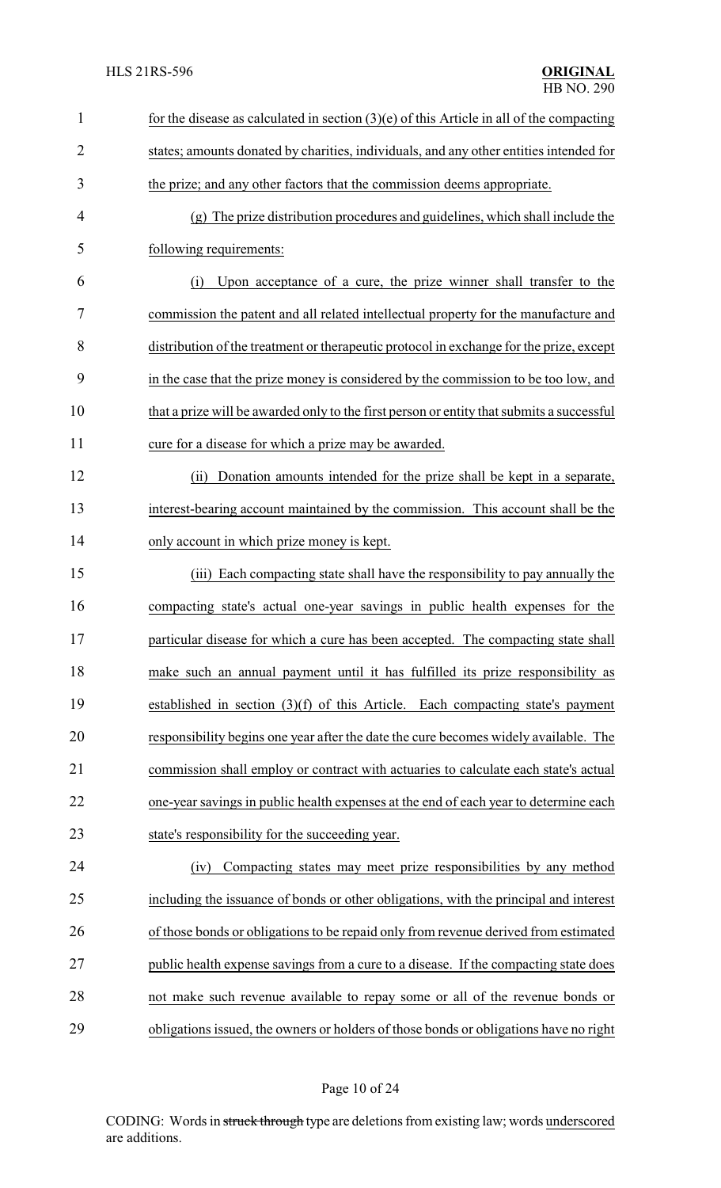for the disease as calculated in section (3)(e) of this Article in all of the compacting states; amounts donated by charities, individuals, and any other entities intended for the prize; and any other factors that the commission deems appropriate.

(g) The prize distribution procedures and guidelines, which shall include the following requirements:

(i) Upon acceptance of a cure, the prize winner shall transfer to the commission the patent and all related intellectual property for the manufacture and distribution of the treatment or therapeutic protocol in exchange for the prize, except in the case that the prize money is considered by the commission to be too low, and that a prize will be awarded only to the first person or entity that submits a successful cure for a disease for which a prize may be awarded.

(ii) Donation amounts intended for the prize shall be kept in a separate, interest-bearing account maintained by the commission. This account shall be the only account in which prize money is kept.

(iii) Each compacting state shall have the responsibility to pay annually the compacting state's actual one-year savings in public health expenses for the particular disease for which a cure has been accepted. The compacting state shall make such an annual payment until it has fulfilled its prize responsibility as established in section (3)(f) of this Article. Each compacting state's payment responsibility begins one year after the date the cure becomes widely available. The commission shall employ or contract with actuaries to calculate each state's actual one-year savings in public health expenses at the end of each year to determine each state's responsibility for the succeeding year.

(iv) Compacting states may meet prize responsibilities by any method including the issuance of bonds or other obligations, with the principal and interest of those bonds or obligations to be repaid only from revenue derived from estimated public health expense savings from a cure to a disease. If the compacting state does not make such revenue available to repay some or all of the revenue bonds or obligations issued, the owners or holders of those bonds or obligations have no right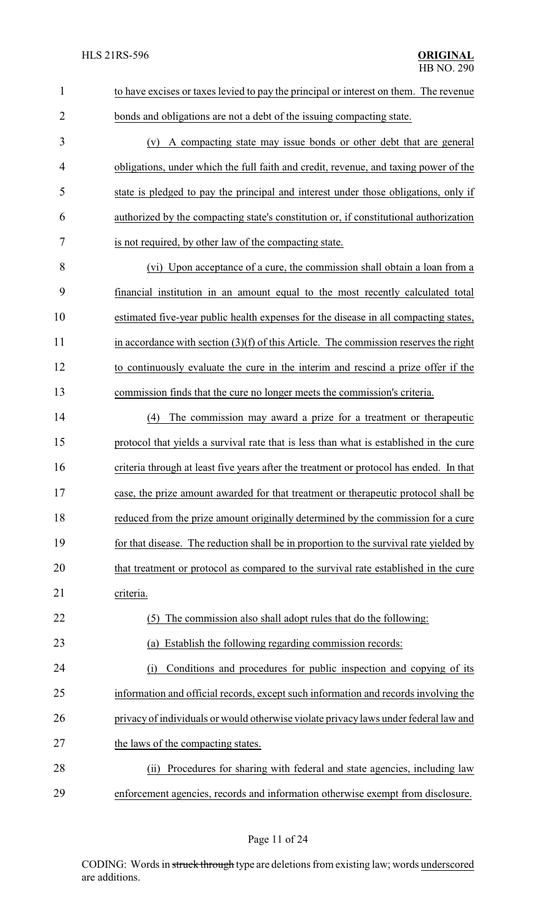to have excises or taxes levied to pay the principal or interest on them. The revenue bonds and obligations are not a debt of the issuing compacting state.

(v) A compacting state may issue bonds or other debt that are general obligations, under which the full faith and credit, revenue, and taxing power of the state is pledged to pay the principal and interest under those obligations, only if authorized by the compacting state's constitution or, if constitutional authorization is not required, by other law of the compacting state.

(vi) Upon acceptance of a cure, the commission shall obtain a loan from a financial institution in an amount equal to the most recently calculated total estimated five-year public health expenses for the disease in all compacting states, in accordance with section (3)(f) of this Article. The commission reserves the right to continuously evaluate the cure in the interim and rescind a prize offer if the commission finds that the cure no longer meets the commission's criteria.

(4) The commission may award a prize for a treatment or therapeutic protocol that yields a survival rate that is less than what is established in the cure criteria through at least five years after the treatment or protocol has ended. In that case, the prize amount awarded for that treatment or therapeutic protocol shall be reduced from the prize amount originally determined by the commission for a cure for that disease. The reduction shall be in proportion to the survival rate yielded by that treatment or protocol as compared to the survival rate established in the cure criteria.

(5) The commission also shall adopt rules that do the following:

(a) Establish the following regarding commission records:

(i) Conditions and procedures for public inspection and copying of its information and official records, except such information and records involving the privacy of individuals or would otherwise violate privacy laws under federal law and the laws of the compacting states.

(ii) Procedures for sharing with federal and state agencies, including law enforcement agencies, records and information otherwise exempt from disclosure.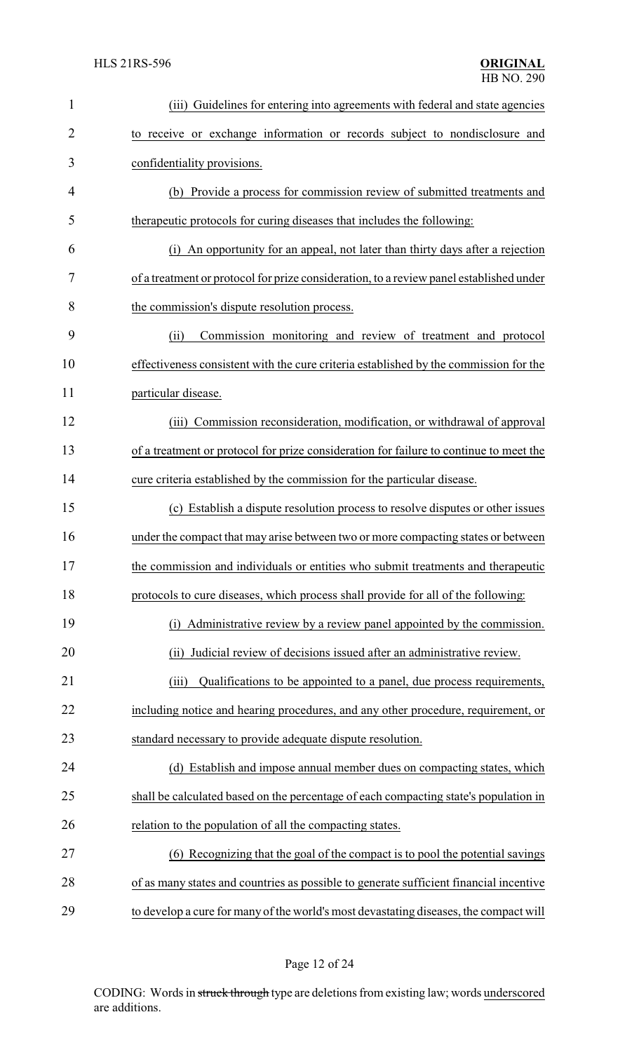(iii) Guidelines for entering into agreements with federal and state agencies to receive or exchange information or records subject to nondisclosure and confidentiality provisions.

(b) Provide a process for commission review of submitted treatments and therapeutic protocols for curing diseases that includes the following:

(i) An opportunity for an appeal, not later than thirty days after a rejection of a treatment or protocol for prize consideration, to a review panel established under the commission's dispute resolution process.

(ii) Commission monitoring and review of treatment and protocol effectiveness consistent with the cure criteria established by the commission for the particular disease.

(iii) Commission reconsideration, modification, or withdrawal of approval of a treatment or protocol for prize consideration for failure to continue to meet the cure criteria established by the commission for the particular disease.

(c) Establish a dispute resolution process to resolve disputes or other issues under the compact that may arise between two or more compacting states or between the commission and individuals or entities who submit treatments and therapeutic protocols to cure diseases, which process shall provide for all of the following:

(i) Administrative review by a review panel appointed by the commission.

(ii) Judicial review of decisions issued after an administrative review.

(iii) Qualifications to be appointed to a panel, due process requirements, including notice and hearing procedures, and any other procedure, requirement, or standard necessary to provide adequate dispute resolution.

(d) Establish and impose annual member dues on compacting states, which shall be calculated based on the percentage of each compacting state's population in relation to the population of all the compacting states.

(6) Recognizing that the goal of the compact is to pool the potential savings of as many states and countries as possible to generate sufficient financial incentive to develop a cure for many of the world's most devastating diseases, the compact will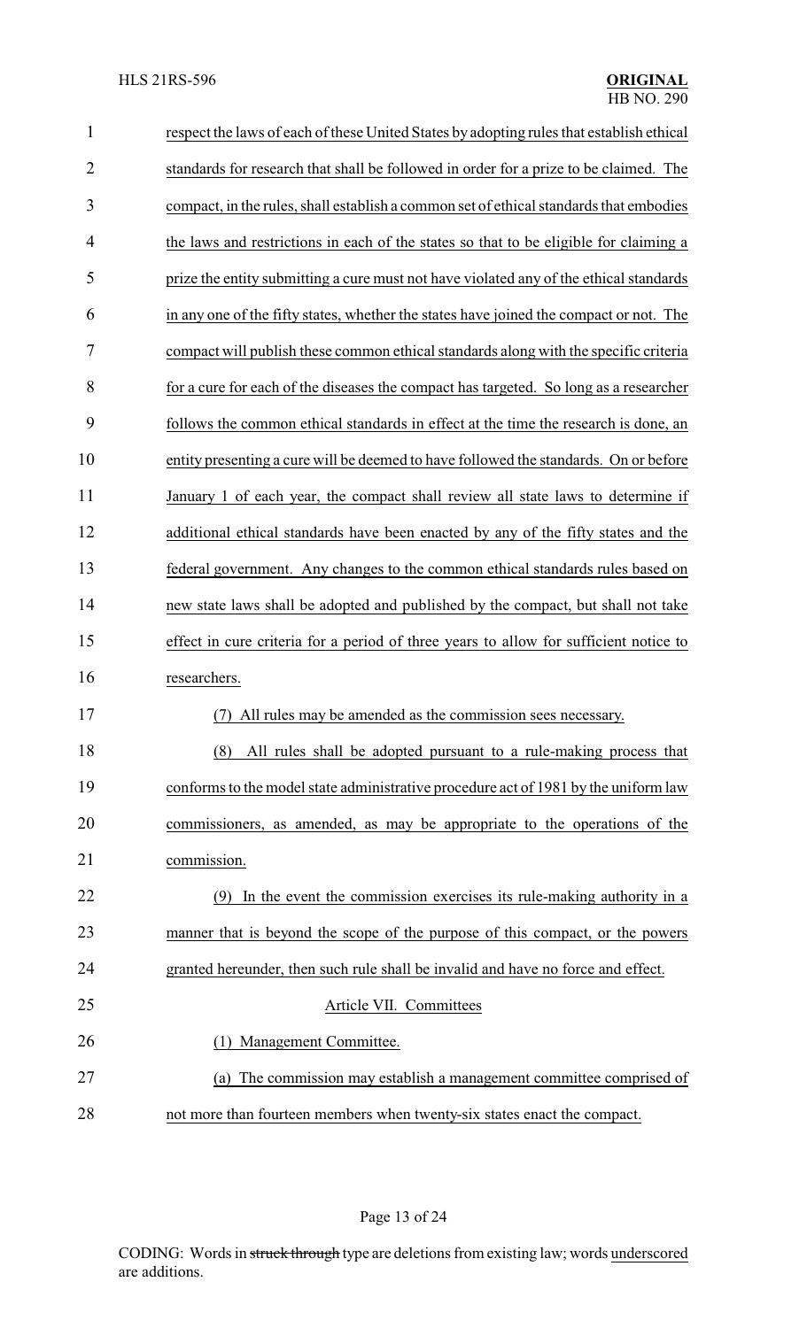respect the laws of each of these United States by adopting rules that establish ethical standards for research that shall be followed in order for a prize to be claimed. The compact, in the rules, shall establish a common set of ethical standards that embodies the laws and restrictions in each of the states so that to be eligible for claiming a prize the entity submitting a cure must not have violated any of the ethical standards in any one of the fifty states, whether the states have joined the compact or not. The compact will publish these common ethical standards along with the specific criteria for a cure for each of the diseases the compact has targeted. So long as a researcher follows the common ethical standards in effect at the time the research is done, an entity presenting a cure will be deemed to have followed the standards. On or before January 1 of each year, the compact shall review all state laws to determine if additional ethical standards have been enacted by any of the fifty states and the federal government. Any changes to the common ethical standards rules based on new state laws shall be adopted and published by the compact, but shall not take effect in cure criteria for a period of three years to allow for sufficient notice to researchers.

(7) All rules may be amended as the commission sees necessary.

(8) All rules shall be adopted pursuant to a rule-making process that conforms to the model state administrative procedure act of 1981 by the uniform law commissioners, as amended, as may be appropriate to the operations of the commission.

(9) In the event the commission exercises its rule-making authority in a manner that is beyond the scope of the purpose of this compact, or the powers granted hereunder, then such rule shall be invalid and have no force and effect.

Article VII. Committees

(1) Management Committee.

(a) The commission may establish a management committee comprised of not more than fourteen members when twenty-six states enact the compact.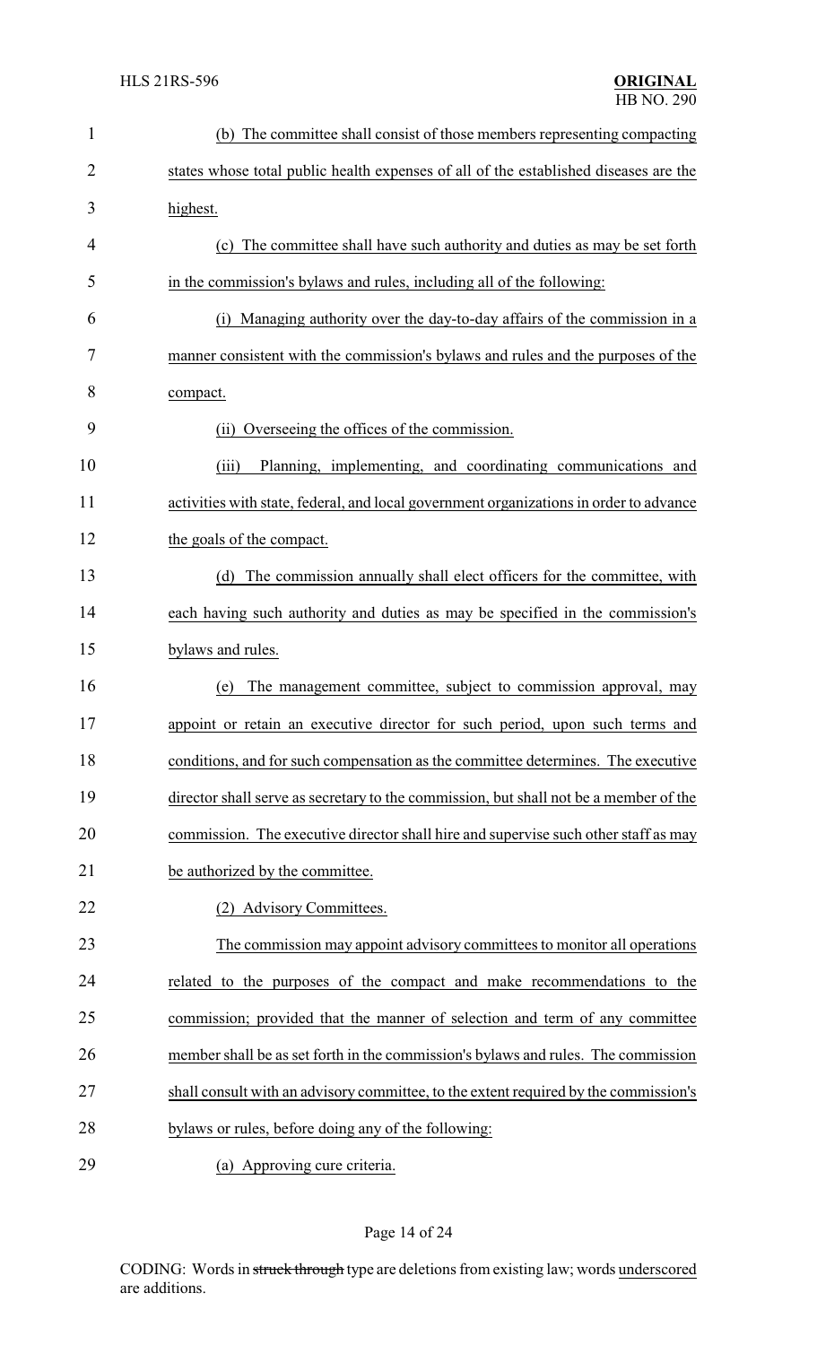(b) The committee shall consist of those members representing compacting states whose total public health expenses of all of the established diseases are the highest.

(c) The committee shall have such authority and duties as may be set forth in the commission's bylaws and rules, including all of the following:

(i) Managing authority over the day-to-day affairs of the commission in a manner consistent with the commission's bylaws and rules and the purposes of the compact.

(ii) Overseeing the offices of the commission.

(iii) Planning, implementing, and coordinating communications and activities with state, federal, and local government organizations in order to advance the goals of the compact.

(d) The commission annually shall elect officers for the committee, with each having such authority and duties as may be specified in the commission's bylaws and rules.

(e) The management committee, subject to commission approval, may appoint or retain an executive director for such period, upon such terms and conditions, and for such compensation as the committee determines. The executive director shall serve as secretary to the commission, but shall not be a member of the commission. The executive director shall hire and supervise such other staff as may be authorized by the committee.

(2) Advisory Committees.

The commission may appoint advisory committees to monitor all operations related to the purposes of the compact and make recommendations to the commission; provided that the manner of selection and term of any committee member shall be as set forth in the commission's bylaws and rules. The commission shall consult with an advisory committee, to the extent required by the commission's bylaws or rules, before doing any of the following:

(a) Approving cure criteria.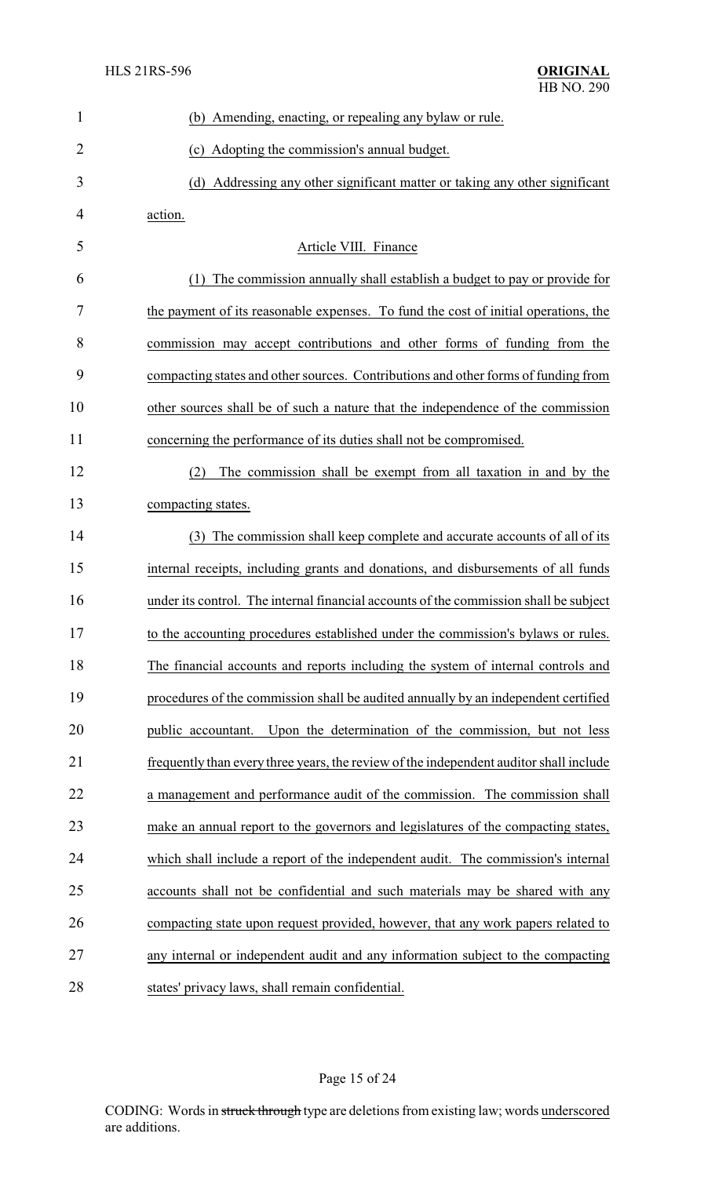(b) Amending, enacting, or repealing any bylaw or rule.

(c) Adopting the commission's annual budget.

(d) Addressing any other significant matter or taking any other significant action.

Article VIII. Finance

(1) The commission annually shall establish a budget to pay or provide for the payment of its reasonable expenses. To fund the cost of initial operations, the commission may accept contributions and other forms of funding from the compacting states and other sources. Contributions and other forms of funding from other sources shall be of such a nature that the independence of the commission concerning the performance of its duties shall not be compromised.

(2) The commission shall be exempt from all taxation in and by the compacting states.

(3) The commission shall keep complete and accurate accounts of all of its internal receipts, including grants and donations, and disbursements of all funds under its control. The internal financial accounts of the commission shall be subject to the accounting procedures established under the commission's bylaws or rules. The financial accounts and reports including the system of internal controls and procedures of the commission shall be audited annually by an independent certified public accountant. Upon the determination of the commission, but not less frequently than every three years, the review of the independent auditor shall include a management and performance audit of the commission. The commission shall make an annual report to the governors and legislatures of the compacting states, which shall include a report of the independent audit. The commission's internal accounts shall not be confidential and such materials may be shared with any compacting state upon request provided, however, that any work papers related to any internal or independent audit and any information subject to the compacting states' privacy laws, shall remain confidential.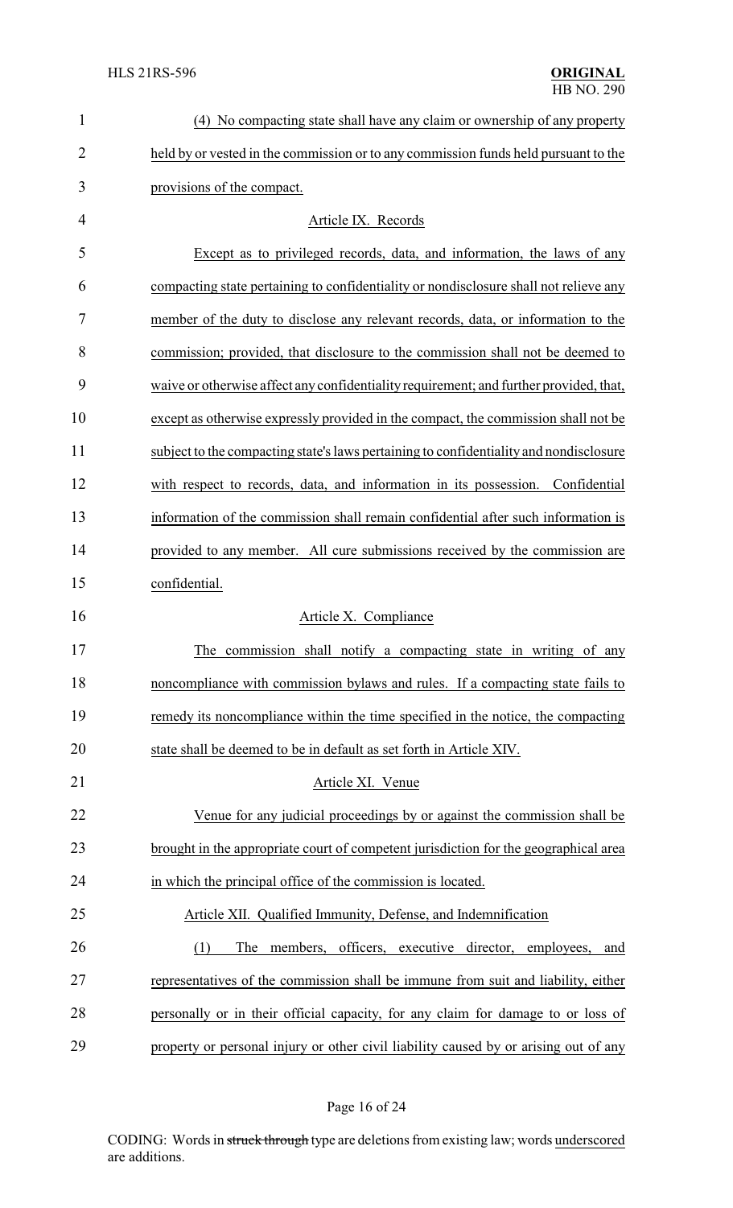(4) No compacting state shall have any claim or ownership of any property held by or vested in the commission or to any commission funds held pursuant to the provisions of the compact.

Article IX. Records

Except as to privileged records, data, and information, the laws of any compacting state pertaining to confidentiality or nondisclosure shall not relieve any member of the duty to disclose any relevant records, data, or information to the commission; provided, that disclosure to the commission shall not be deemed to waive or otherwise affect any confidentiality requirement; and further provided, that, except as otherwise expressly provided in the compact, the commission shall not be subject to the compacting state's laws pertaining to confidentiality and nondisclosure with respect to records, data, and information in its possession. Confidential information of the commission shall remain confidential after such information is provided to any member. All cure submissions received by the commission are confidential.

Article X. Compliance

The commission shall notify a compacting state in writing of any noncompliance with commission bylaws and rules. If a compacting state fails to remedy its noncompliance within the time specified in the notice, the compacting state shall be deemed to be in default as set forth in Article XIV.

Article XI. Venue

Venue for any judicial proceedings by or against the commission shall be brought in the appropriate court of competent jurisdiction for the geographical area in which the principal office of the commission is located.

Article XII. Qualified Immunity, Defense, and Indemnification

(1) The members, officers, executive director, employees, and representatives of the commission shall be immune from suit and liability, either personally or in their official capacity, for any claim for damage to or loss of property or personal injury or other civil liability caused by or arising out of any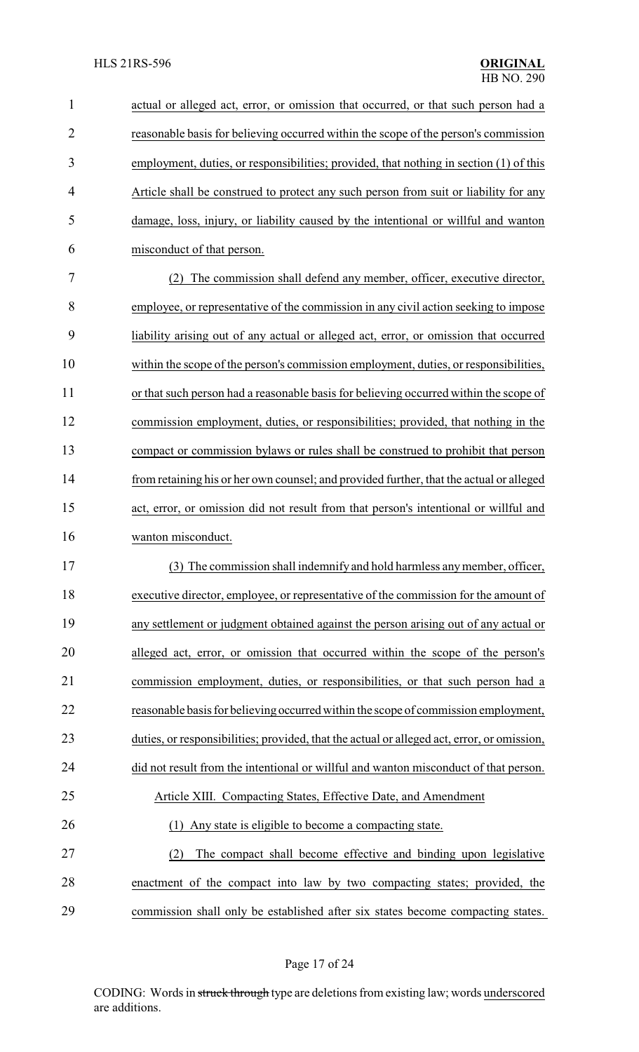actual or alleged act, error, or omission that occurred, or that such person had a reasonable basis for believing occurred within the scope of the person's commission employment, duties, or responsibilities; provided, that nothing in section (1) of this Article shall be construed to protect any such person from suit or liability for any damage, loss, injury, or liability caused by the intentional or willful and wanton misconduct of that person.

(2) The commission shall defend any member, officer, executive director, employee, or representative of the commission in any civil action seeking to impose liability arising out of any actual or alleged act, error, or omission that occurred within the scope of the person's commission employment, duties, or responsibilities, or that such person had a reasonable basis for believing occurred within the scope of commission employment, duties, or responsibilities; provided, that nothing in the compact or commission bylaws or rules shall be construed to prohibit that person from retaining his or her own counsel; and provided further, that the actual or alleged act, error, or omission did not result from that person's intentional or willful and wanton misconduct.

(3) The commission shall indemnify and hold harmless any member, officer, executive director, employee, or representative of the commission for the amount of any settlement or judgment obtained against the person arising out of any actual or alleged act, error, or omission that occurred within the scope of the person's commission employment, duties, or responsibilities, or that such person had a reasonable basis for believing occurred within the scope of commission employment, duties, or responsibilities; provided, that the actual or alleged act, error, or omission, did not result from the intentional or willful and wanton misconduct of that person.

Article XIII. Compacting States, Effective Date, and Amendment

(1) Any state is eligible to become a compacting state.

(2) The compact shall become effective and binding upon legislative enactment of the compact into law by two compacting states; provided, the commission shall only be established after six states become compacting states.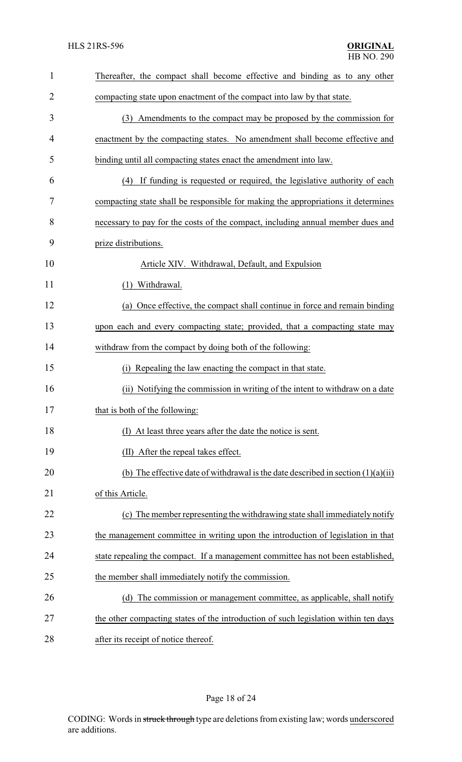Thereafter, the compact shall become effective and binding as to any other compacting state upon enactment of the compact into law by that state.

(3) Amendments to the compact may be proposed by the commission for enactment by the compacting states. No amendment shall become effective and binding until all compacting states enact the amendment into law.

(4) If funding is requested or required, the legislative authority of each compacting state shall be responsible for making the appropriations it determines necessary to pay for the costs of the compact, including annual member dues and prize distributions.

Article XIV. Withdrawal, Default, and Expulsion

(1) Withdrawal.

(a) Once effective, the compact shall continue in force and remain binding upon each and every compacting state; provided, that a compacting state may withdraw from the compact by doing both of the following:

(i) Repealing the law enacting the compact in that state.

(ii) Notifying the commission in writing of the intent to withdraw on a date that is both of the following:

(I) At least three years after the date the notice is sent.

(II) After the repeal takes effect.

(b) The effective date of withdrawal is the date described in section (1)(a)(ii) of this Article.

(c) The member representing the withdrawing state shall immediately notify the management committee in writing upon the introduction of legislation in that state repealing the compact. If a management committee has not been established, the member shall immediately notify the commission.

(d) The commission or management committee, as applicable, shall notify the other compacting states of the introduction of such legislation within ten days after its receipt of notice thereof.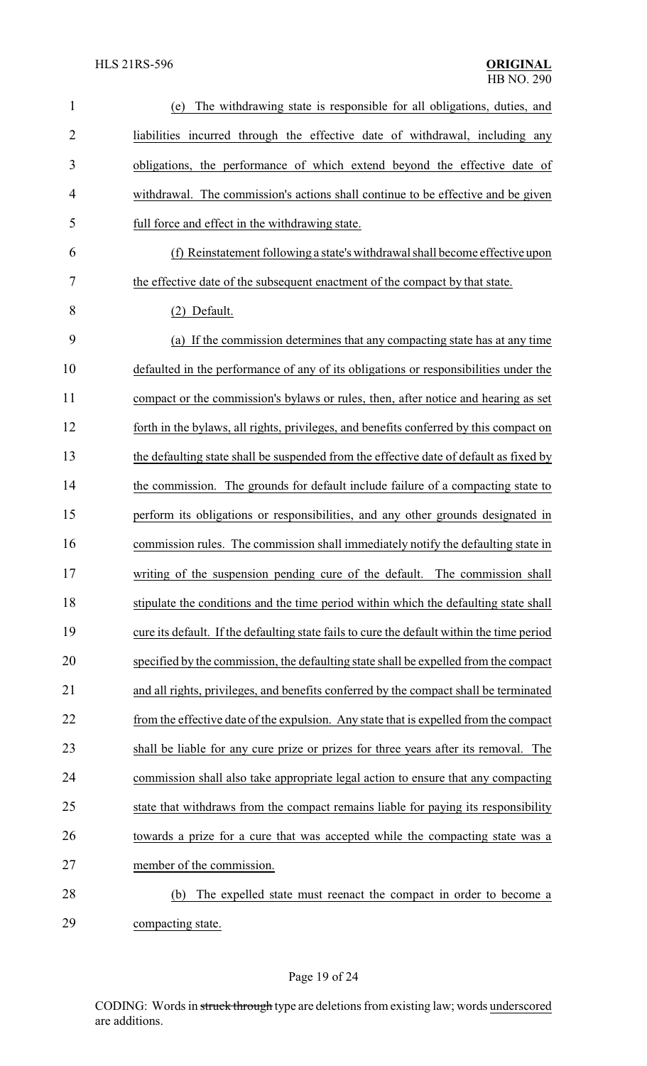(e) The withdrawing state is responsible for all obligations, duties, and liabilities incurred through the effective date of withdrawal, including any obligations, the performance of which extend beyond the effective date of withdrawal. The commission's actions shall continue to be effective and be given full force and effect in the withdrawing state.

(f) Reinstatement following a state's withdrawal shall become effective upon the effective date of the subsequent enactment of the compact by that state.

(2) Default.

(a) If the commission determines that any compacting state has at any time defaulted in the performance of any of its obligations or responsibilities under the compact or the commission's bylaws or rules, then, after notice and hearing as set forth in the bylaws, all rights, privileges, and benefits conferred by this compact on the defaulting state shall be suspended from the effective date of default as fixed by the commission. The grounds for default include failure of a compacting state to perform its obligations or responsibilities, and any other grounds designated in commission rules. The commission shall immediately notify the defaulting state in writing of the suspension pending cure of the default. The commission shall stipulate the conditions and the time period within which the defaulting state shall cure its default. If the defaulting state fails to cure the default within the time period specified by the commission, the defaulting state shall be expelled from the compact and all rights, privileges, and benefits conferred by the compact shall be terminated from the effective date of the expulsion. Any state that is expelled from the compact shall be liable for any cure prize or prizes for three years after its removal. The commission shall also take appropriate legal action to ensure that any compacting state that withdraws from the compact remains liable for paying its responsibility towards a prize for a cure that was accepted while the compacting state was a member of the commission.

(b) The expelled state must reenact the compact in order to become a compacting state.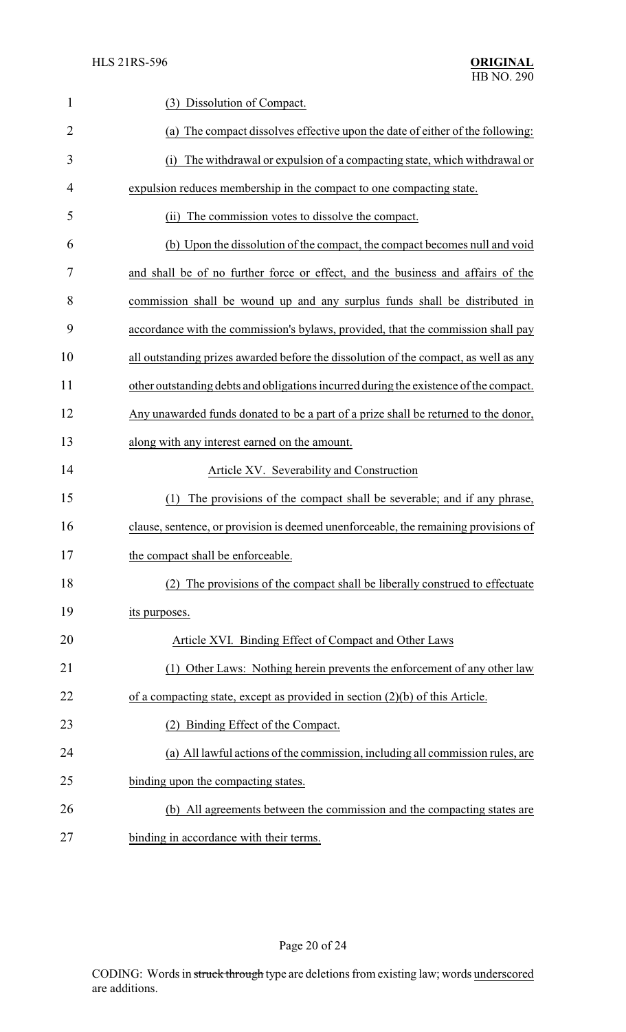(3) Dissolution of Compact.

(a) The compact dissolves effective upon the date of either of the following:

(i) The withdrawal or expulsion of a compacting state, which withdrawal or expulsion reduces membership in the compact to one compacting state.

(ii) The commission votes to dissolve the compact.

(b) Upon the dissolution of the compact, the compact becomes null and void and shall be of no further force or effect, and the business and affairs of the commission shall be wound up and any surplus funds shall be distributed in accordance with the commission's bylaws, provided, that the commission shall pay all outstanding prizes awarded before the dissolution of the compact, as well as any other outstanding debts and obligations incurred during the existence of the compact. Any unawarded funds donated to be a part of a prize shall be returned to the donor, along with any interest earned on the amount.

Article XV. Severability and Construction

(1) The provisions of the compact shall be severable; and if any phrase, clause, sentence, or provision is deemed unenforceable, the remaining provisions of the compact shall be enforceable.

(2) The provisions of the compact shall be liberally construed to effectuate its purposes.

Article XVI. Binding Effect of Compact and Other Laws

(1) Other Laws: Nothing herein prevents the enforcement of any other law of a compacting state, except as provided in section (2)(b) of this Article.

(2) Binding Effect of the Compact.

(a) All lawful actions of the commission, including all commission rules, are binding upon the compacting states.

(b) All agreements between the commission and the compacting states are binding in accordance with their terms.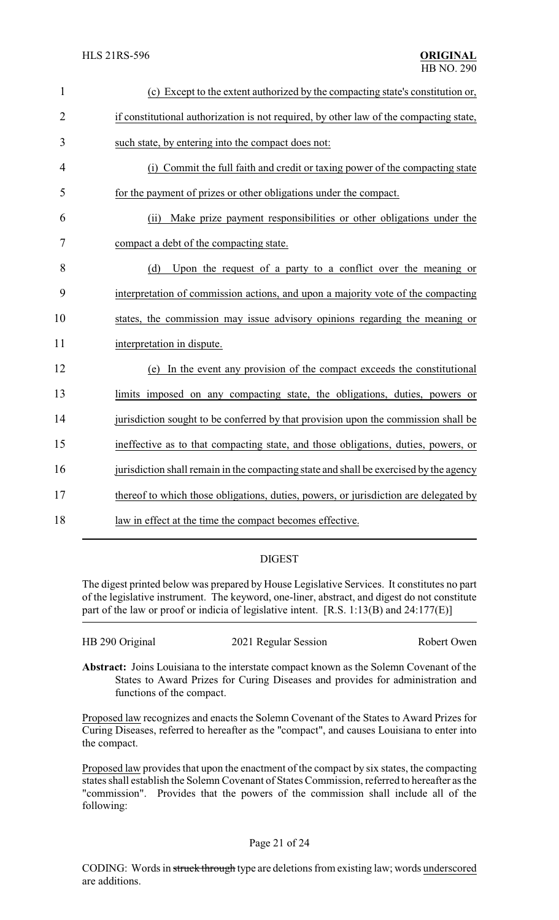(c) Except to the extent authorized by the compacting state's constitution or, if constitutional authorization is not required, by other law of the compacting state, such state, by entering into the compact does not:

(i) Commit the full faith and credit or taxing power of the compacting state for the payment of prizes or other obligations under the compact.

(ii) Make prize payment responsibilities or other obligations under the compact a debt of the compacting state.

(d) Upon the request of a party to a conflict over the meaning or interpretation of commission actions, and upon a majority vote of the compacting states, the commission may issue advisory opinions regarding the meaning or interpretation in dispute.

(e) In the event any provision of the compact exceeds the constitutional limits imposed on any compacting state, the obligations, duties, powers or jurisdiction sought to be conferred by that provision upon the commission shall be ineffective as to that compacting state, and those obligations, duties, powers, or jurisdiction shall remain in the compacting state and shall be exercised by the agency thereof to which those obligations, duties, powers, or jurisdiction are delegated by law in effect at the time the compact becomes effective.

## DIGEST

The digest printed below was prepared by House Legislative Services. It constitutes no part of the legislative instrument. The keyword, one-liner, abstract, and digest do not constitute part of the law or proof or indicia of legislative intent. [R.S. 1:13(B) and 24:177(E)]

HB 290 Original | 2021 Regular Session | Robert Owen

**Abstract:** Joins Louisiana to the interstate compact known as the Solemn Covenant of the States to Award Prizes for Curing Diseases and provides for administration and functions of the compact.

Proposed law recognizes and enacts the Solemn Covenant of the States to Award Prizes for Curing Diseases, referred to hereafter as the "compact", and causes Louisiana to enter into the compact.

Proposed law provides that upon the enactment of the compact by six states, the compacting states shall establish the Solemn Covenant of States Commission, referred to hereafter as the "commission". Provides that the powers of the commission shall include all of the following:

CODING: Words in ~~struck through~~ type are deletions from existing law; words underscored are additions.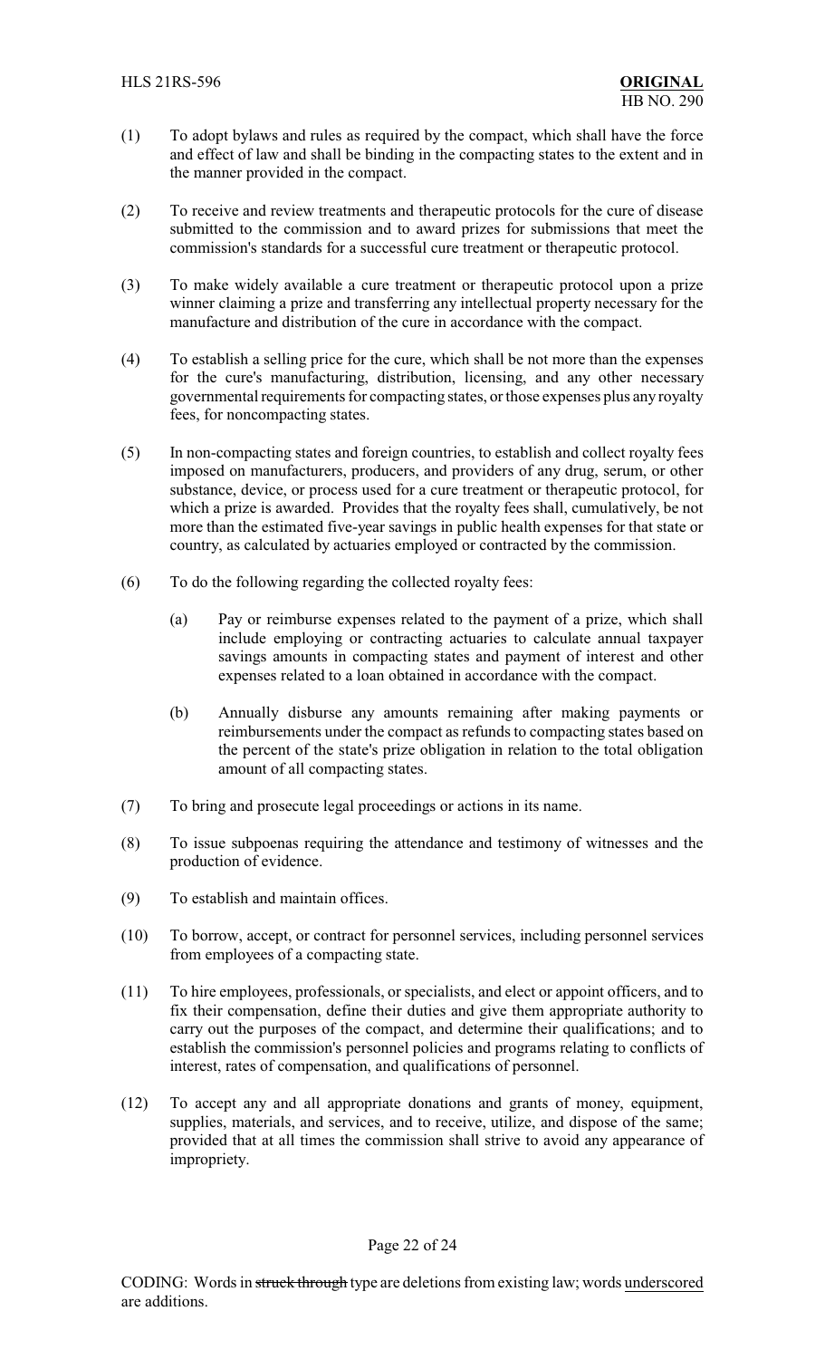(1) To adopt bylaws and rules as required by the compact, which shall have the force and effect of law and shall be binding in the compacting states to the extent and in the manner provided in the compact.

(2) To receive and review treatments and therapeutic protocols for the cure of disease submitted to the commission and to award prizes for submissions that meet the commission's standards for a successful cure treatment or therapeutic protocol.

(3) To make widely available a cure treatment or therapeutic protocol upon a prize winner claiming a prize and transferring any intellectual property necessary for the manufacture and distribution of the cure in accordance with the compact.

(4) To establish a selling price for the cure, which shall be not more than the expenses for the cure's manufacturing, distribution, licensing, and any other necessary governmental requirements for compacting states, or those expenses plus any royalty fees, for noncompacting states.

(5) In non-compacting states and foreign countries, to establish and collect royalty fees imposed on manufacturers, producers, and providers of any drug, serum, or other substance, device, or process used for a cure treatment or therapeutic protocol, for which a prize is awarded. Provides that the royalty fees shall, cumulatively, be not more than the estimated five-year savings in public health expenses for that state or country, as calculated by actuaries employed or contracted by the commission.

(6) To do the following regarding the collected royalty fees:

   (a) Pay or reimburse expenses related to the payment of a prize, which shall include employing or contracting actuaries to calculate annual taxpayer savings amounts in compacting states and payment of interest and other expenses related to a loan obtained in accordance with the compact.

   (b) Annually disburse any amounts remaining after making payments or reimbursements under the compact as refunds to compacting states based on the percent of the state's prize obligation in relation to the total obligation amount of all compacting states.

(7) To bring and prosecute legal proceedings or actions in its name.

(8) To issue subpoenas requiring the attendance and testimony of witnesses and the production of evidence.

(9) To establish and maintain offices.

(10) To borrow, accept, or contract for personnel services, including personnel services from employees of a compacting state.

(11) To hire employees, professionals, or specialists, and elect or appoint officers, and to fix their compensation, define their duties and give them appropriate authority to carry out the purposes of the compact, and determine their qualifications; and to establish the commission's personnel policies and programs relating to conflicts of interest, rates of compensation, and qualifications of personnel.

(12) To accept any and all appropriate donations and grants of money, equipment, supplies, materials, and services, and to receive, utilize, and dispose of the same; provided that at all times the commission shall strive to avoid any appearance of impropriety.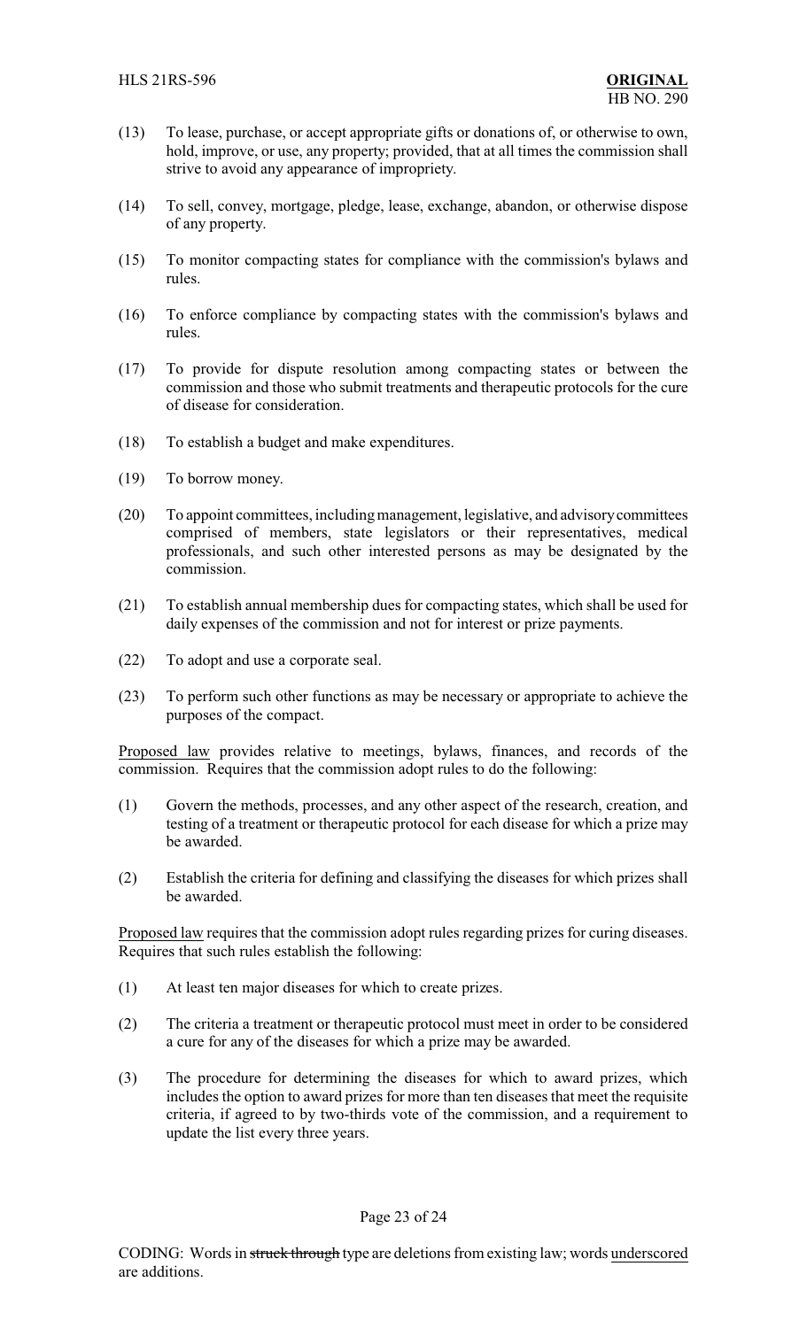(13) To lease, purchase, or accept appropriate gifts or donations of, or otherwise to own, hold, improve, or use, any property; provided, that at all times the commission shall strive to avoid any appearance of impropriety.

(14) To sell, convey, mortgage, pledge, lease, exchange, abandon, or otherwise dispose of any property.

(15) To monitor compacting states for compliance with the commission's bylaws and rules.

(16) To enforce compliance by compacting states with the commission's bylaws and rules.

(17) To provide for dispute resolution among compacting states or between the commission and those who submit treatments and therapeutic protocols for the cure of disease for consideration.

(18) To establish a budget and make expenditures.

(19) To borrow money.

(20) To appoint committees, including management, legislative, and advisory committees comprised of members, state legislators or their representatives, medical professionals, and such other interested persons as may be designated by the commission.

(21) To establish annual membership dues for compacting states, which shall be used for daily expenses of the commission and not for interest or prize payments.

(22) To adopt and use a corporate seal.

(23) To perform such other functions as may be necessary or appropriate to achieve the purposes of the compact.

<u>Proposed law</u> provides relative to meetings, bylaws, finances, and records of the commission. Requires that the commission adopt rules to do the following:

(1) Govern the methods, processes, and any other aspect of the research, creation, and testing of a treatment or therapeutic protocol for each disease for which a prize may be awarded.

(2) Establish the criteria for defining and classifying the diseases for which prizes shall be awarded.

<u>Proposed law</u> requires that the commission adopt rules regarding prizes for curing diseases. Requires that such rules establish the following:

(1) At least ten major diseases for which to create prizes.

(2) The criteria a treatment or therapeutic protocol must meet in order to be considered a cure for any of the diseases for which a prize may be awarded.

(3) The procedure for determining the diseases for which to award prizes, which includes the option to award prizes for more than ten diseases that meet the requisite criteria, if agreed to by two-thirds vote of the commission, and a requirement to update the list every three years.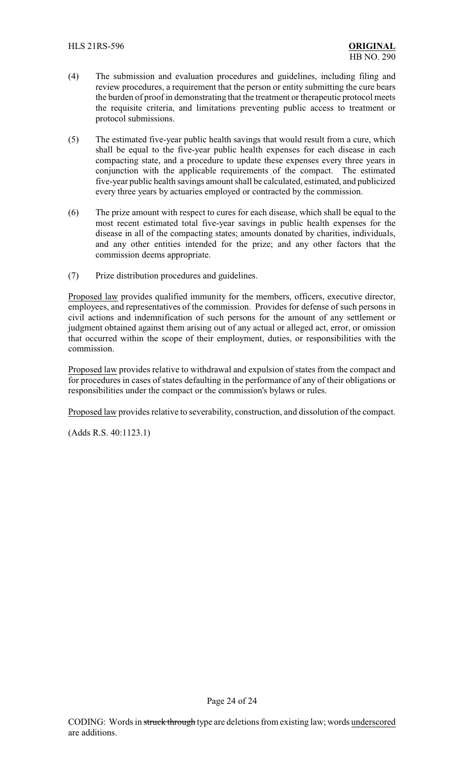(4) The submission and evaluation procedures and guidelines, including filing and review procedures, a requirement that the person or entity submitting the cure bears the burden of proof in demonstrating that the treatment or therapeutic protocol meets the requisite criteria, and limitations preventing public access to treatment or protocol submissions.

(5) The estimated five-year public health savings that would result from a cure, which shall be equal to the five-year public health expenses for each disease in each compacting state, and a procedure to update these expenses every three years in conjunction with the applicable requirements of the compact. The estimated five-year public health savings amount shall be calculated, estimated, and publicized every three years by actuaries employed or contracted by the commission.

(6) The prize amount with respect to cures for each disease, which shall be equal to the most recent estimated total five-year savings in public health expenses for the disease in all of the compacting states; amounts donated by charities, individuals, and any other entities intended for the prize; and any other factors that the commission deems appropriate.

(7) Prize distribution procedures and guidelines.

<u>Proposed law</u> provides qualified immunity for the members, officers, executive director, employees, and representatives of the commission. Provides for defense of such persons in civil actions and indemnification of such persons for the amount of any settlement or judgment obtained against them arising out of any actual or alleged act, error, or omission that occurred within the scope of their employment, duties, or responsibilities with the commission.

<u>Proposed law</u> provides relative to withdrawal and expulsion of states from the compact and for procedures in cases of states defaulting in the performance of any of their obligations or responsibilities under the compact or the commission's bylaws or rules.

<u>Proposed law</u> provides relative to severability, construction, and dissolution of the compact.

(Adds R.S. 40:1123.1)